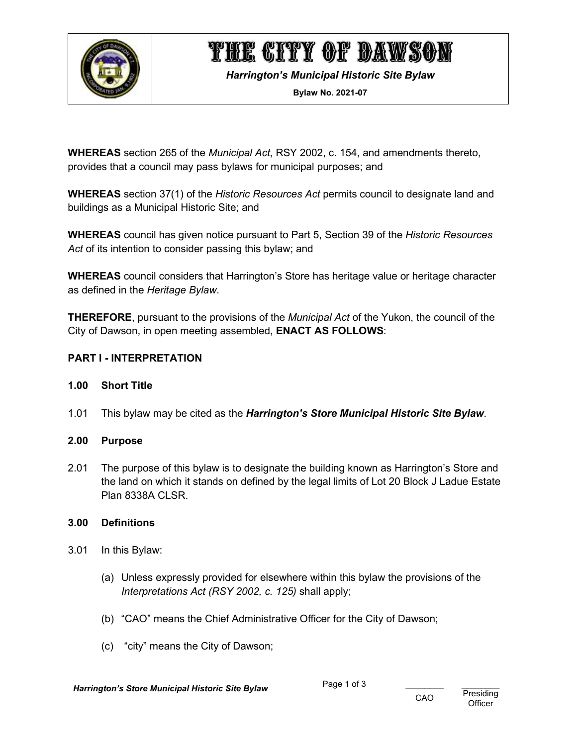# THE CITY OF DAWSON

***Harrington's Municipal Historic Site Bylaw***

**Bylaw No. 2021-07**

**WHEREAS** section 265 of the *Municipal Act*, RSY 2002, c. 154, and amendments thereto, provides that a council may pass bylaws for municipal purposes; and

**WHEREAS** section 37(1) of the *Historic Resources Act* permits council to designate land and buildings as a Municipal Historic Site; and

**WHEREAS** council has given notice pursuant to Part 5, Section 39 of the *Historic Resources Act* of its intention to consider passing this bylaw; and

**WHEREAS** council considers that Harrington's Store has heritage value or heritage character as defined in the *Heritage Bylaw*.

**THEREFORE**, pursuant to the provisions of the *Municipal Act* of the Yukon, the council of the City of Dawson, in open meeting assembled, **ENACT AS FOLLOWS**:

## PART I - INTERPRETATION

### 1.00 Short Title

1.01 This bylaw may be cited as the ***Harrington's Store Municipal Historic Site Bylaw***.

### 2.00 Purpose

2.01 The purpose of this bylaw is to designate the building known as Harrington's Store and the land on which it stands on defined by the legal limits of Lot 20 Block J Ladue Estate Plan 8338A CLSR.

### 3.00 Definitions

3.01 In this Bylaw:

(a) Unless expressly provided for elsewhere within this bylaw the provisions of the *Interpretations Act (RSY 2002, c. 125)* shall apply;

(b) "CAO" means the Chief Administrative Officer for the City of Dawson;

(c) "city" means the City of Dawson;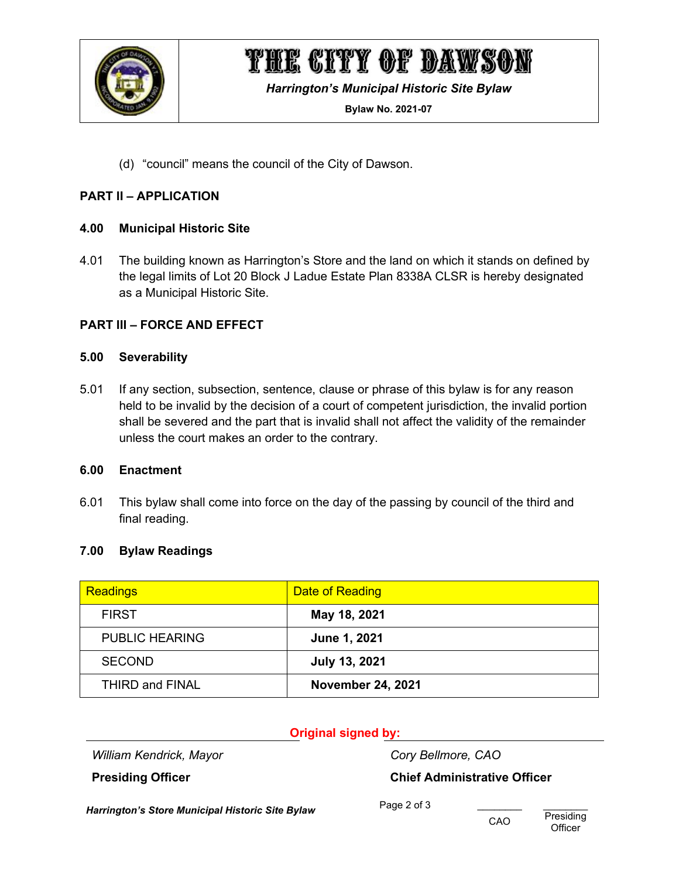(d) "council" means the council of the City of Dawson.

## PART II – APPLICATION

### 4.00 Municipal Historic Site

4.01 The building known as Harrington's Store and the land on which it stands on defined by the legal limits of Lot 20 Block J Ladue Estate Plan 8338A CLSR is hereby designated as a Municipal Historic Site.

## PART III – FORCE AND EFFECT

### 5.00 Severability

5.01 If any section, subsection, sentence, clause or phrase of this bylaw is for any reason held to be invalid by the decision of a court of competent jurisdiction, the invalid portion shall be severed and the part that is invalid shall not affect the validity of the remainder unless the court makes an order to the contrary.

### 6.00 Enactment

6.01 This bylaw shall come into force on the day of the passing by council of the third and final reading.

### 7.00 Bylaw Readings

| Readings | Date of Reading |
|---|---|
| FIRST | **May 18, 2021** |
| PUBLIC HEARING | **June 1, 2021** |
| SECOND | **July 13, 2021** |
| THIRD and FINAL | **November 24, 2021** |

**Original signed by:**

*William Kendrick, Mayor*
**Presiding Officer**

*Cory Bellmore, CAO*
**Chief Administrative Officer**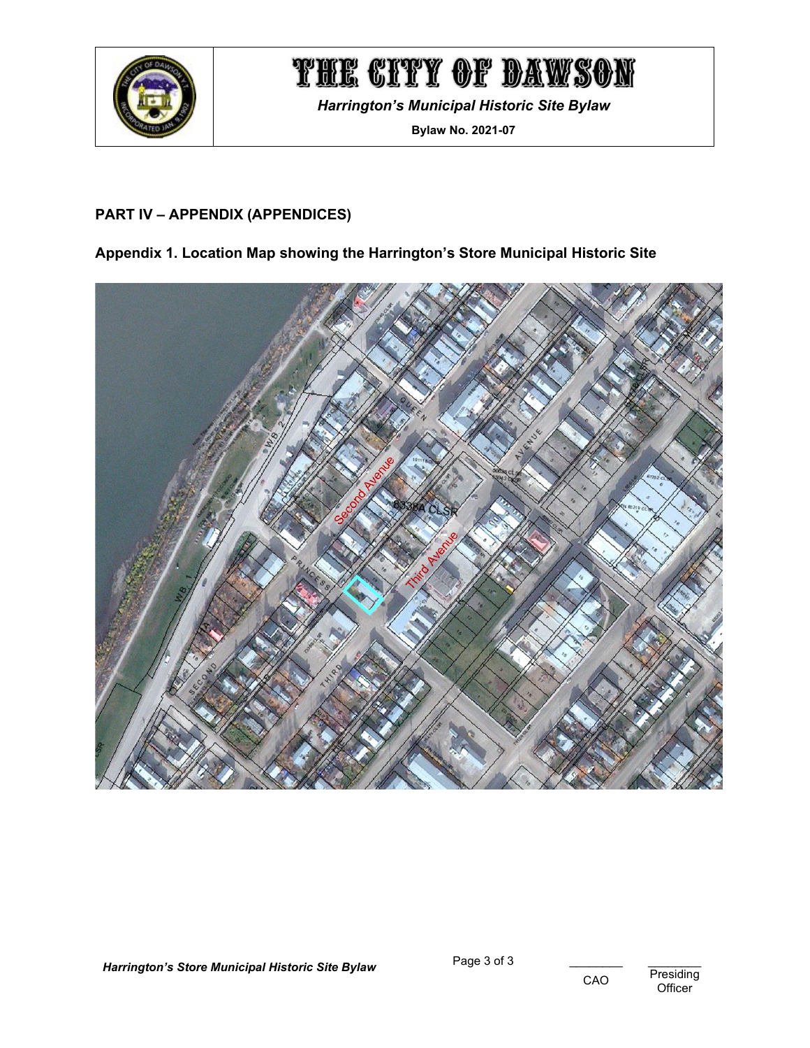## PART IV – APPENDIX (APPENDICES)

### Appendix 1. Location Map showing the Harrington's Store Municipal Historic Site

Second Avenue

Third Avenue

8338A CLSR